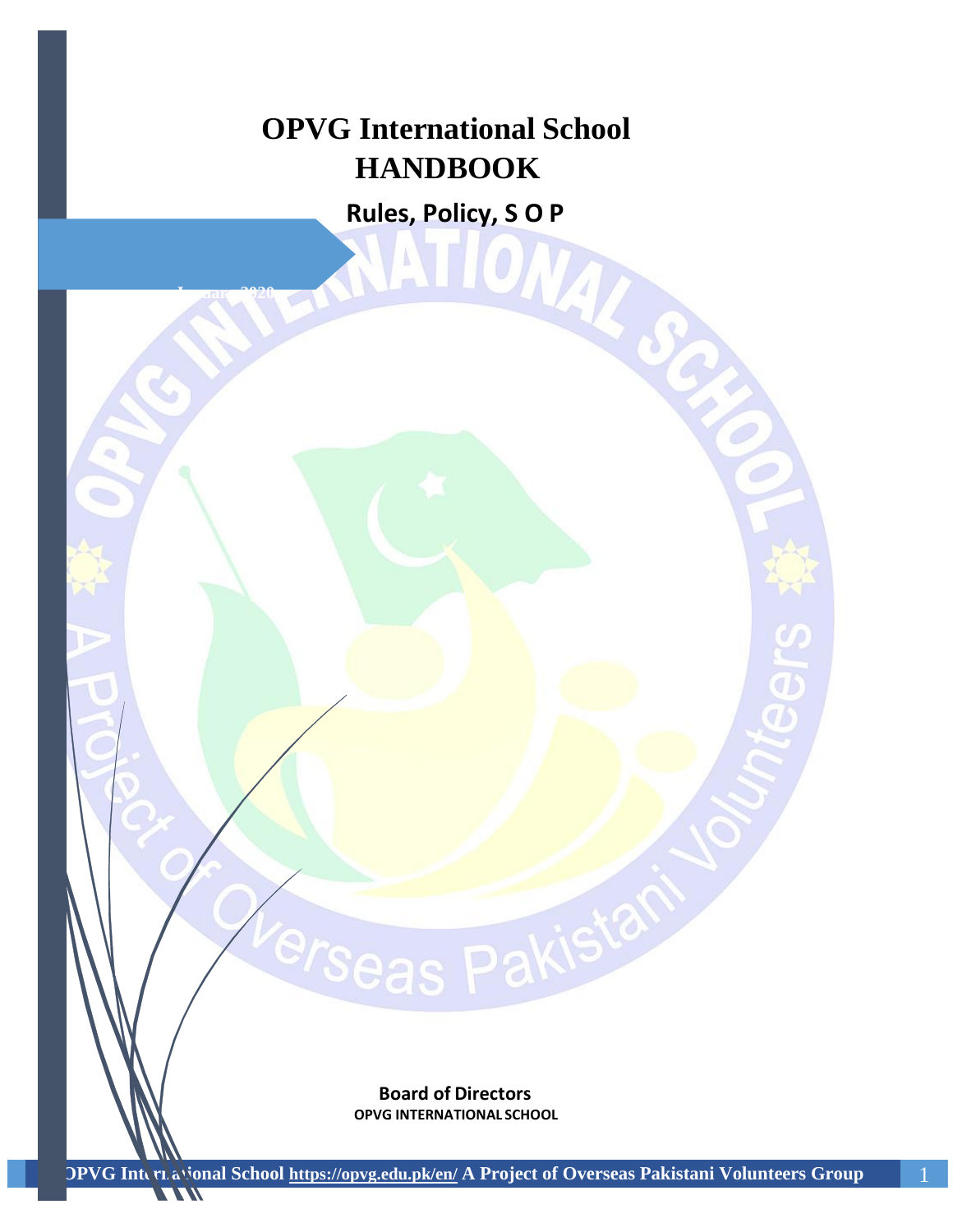# OPVG International School
# HANDBOOK

## Rules, Policy, S O P

January 2020

**Board of Directors**
**OPVG INTERNATIONAL SCHOOL**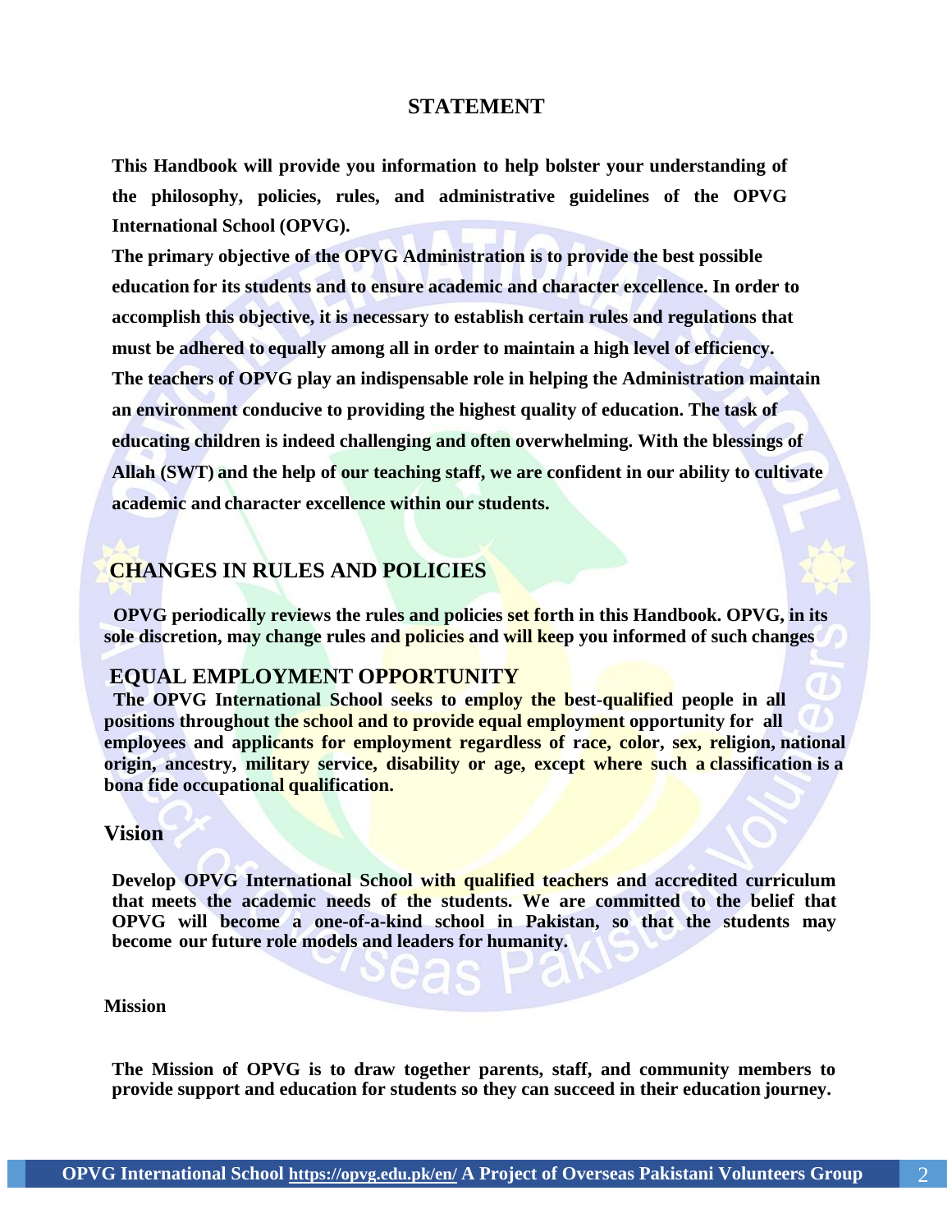## STATEMENT

**This Handbook will provide you information to help bolster your understanding of the philosophy, policies, rules, and administrative guidelines of the OPVG International School (OPVG).**

**The primary objective of the OPVG Administration is to provide the best possible education for its students and to ensure academic and character excellence. In order to accomplish this objective, it is necessary to establish certain rules and regulations that must be adhered to equally among all in order to maintain a high level of efficiency.**

**The teachers of OPVG play an indispensable role in helping the Administration maintain an environment conducive to providing the highest quality of education. The task of educating children is indeed challenging and often overwhelming. With the blessings of Allah (SWT) and the help of our teaching staff, we are confident in our ability to cultivate academic and character excellence within our students.**

## CHANGES IN RULES AND POLICIES

**OPVG periodically reviews the rules and policies set forth in this Handbook. OPVG, in its sole discretion, may change rules and policies and will keep you informed of such changes**

## EQUAL EMPLOYMENT OPPORTUNITY

**The OPVG International School seeks to employ the best-qualified people in all positions throughout the school and to provide equal employment opportunity for all employees and applicants for employment regardless of race, color, sex, religion, national origin, ancestry, military service, disability or age, except where such a classification is a bona fide occupational qualification.**

## Vision

**Develop OPVG International School with qualified teachers and accredited curriculum that meets the academic needs of the students. We are committed to the belief that OPVG will become a one-of-a-kind school in Pakistan, so that the students may become our future role models and leaders for humanity.**

### Mission

**The Mission of OPVG is to draw together parents, staff, and community members to provide support and education for students so they can succeed in their education journey.**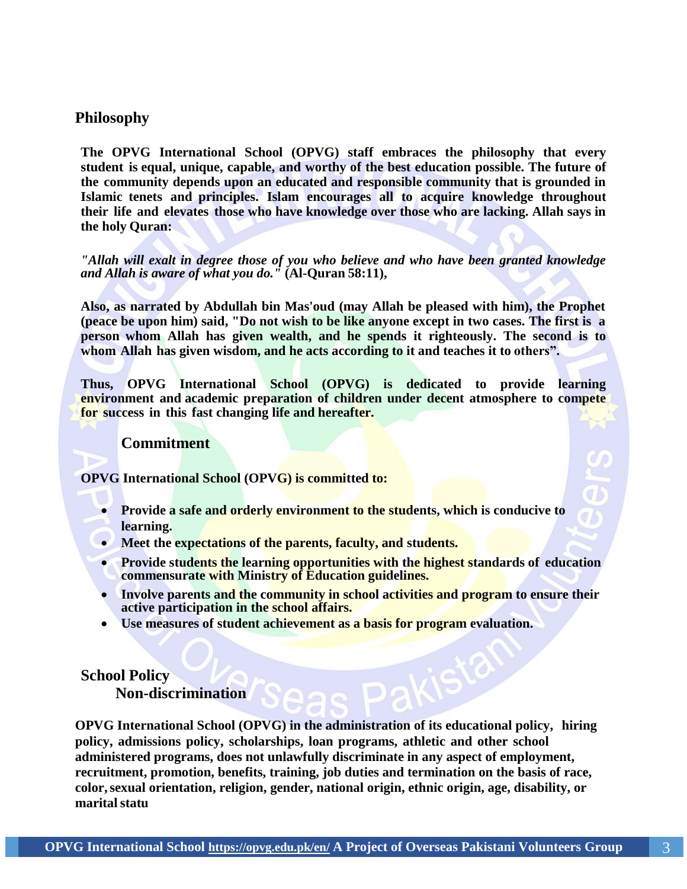## Philosophy

**The OPVG International School (OPVG) staff embraces the philosophy that every student is equal, unique, capable, and worthy of the best education possible. The future of the community depends upon an educated and responsible community that is grounded in Islamic tenets and principles. Islam encourages all to acquire knowledge throughout their life and elevates those who have knowledge over those who are lacking. Allah says in the holy Quran:**

***"Allah will exalt in degree those of you who believe and who have been granted knowledge and Allah is aware of what you do."* (Al-Quran 58:11),**

**Also, as narrated by Abdullah bin Mas'oud (may Allah be pleased with him), the Prophet (peace be upon him) said, "Do not wish to be like anyone except in two cases. The first is a person whom Allah has given wealth, and he spends it righteously. The second is to whom Allah has given wisdom, and he acts according to it and teaches it to others".**

**Thus, OPVG International School (OPVG) is dedicated to provide learning environment and academic preparation of children under decent atmosphere to compete for success in this fast changing life and hereafter.**

### Commitment

**OPVG International School (OPVG) is committed to:**

- **Provide a safe and orderly environment to the students, which is conducive to learning.**
- **Meet the expectations of the parents, faculty, and students.**
- **Provide students the learning opportunities with the highest standards of education commensurate with Ministry of Education guidelines.**
- **Involve parents and the community in school activities and program to ensure their active participation in the school affairs.**
- **Use measures of student achievement as a basis for program evaluation.**

## School Policy

### Non-discrimination

**OPVG International School (OPVG) in the administration of its educational policy, hiring policy, admissions policy, scholarships, loan programs, athletic and other school administered programs, does not unlawfully discriminate in any aspect of employment, recruitment, promotion, benefits, training, job duties and termination on the basis of race, color, sexual orientation, religion, gender, national origin, ethnic origin, age, disability, or marital statu**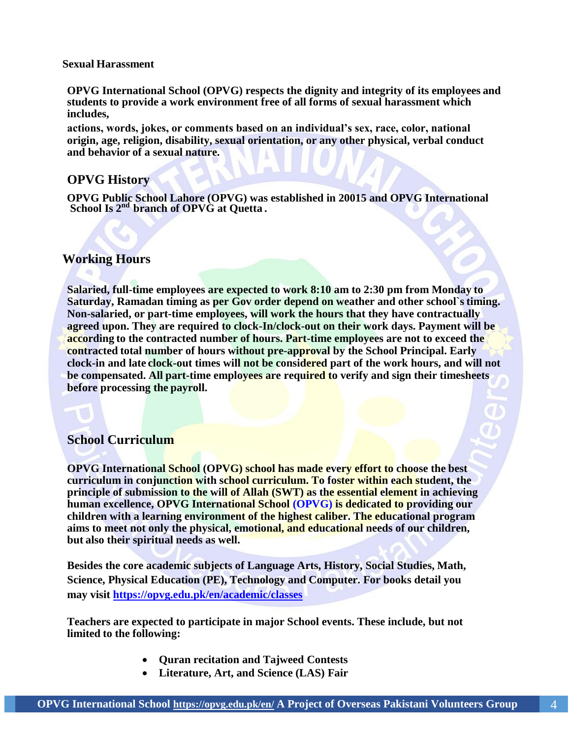## Sexual Harassment

**OPVG International School (OPVG) respects the dignity and integrity of its employees and students to provide a work environment free of all forms of sexual harassment which includes,**

**actions, words, jokes, or comments based on an individual's sex, race, color, national origin, age, religion, disability, sexual orientation, or any other physical, verbal conduct and behavior of a sexual nature.**

## OPVG History

**OPVG Public School Lahore (OPVG) was established in 20015 and OPVG International School Is 2nd branch of OPVG at Quetta .**

## Working Hours

**Salaried, full-time employees are expected to work 8:10 am to 2:30 pm from Monday to Saturday, Ramadan timing as per Gov order depend on weather and other school`s timing. Non-salaried, or part-time employees, will work the hours that they have contractually agreed upon. They are required to clock-In/clock-out on their work days. Payment will be according to the contracted number of hours. Part-time employees are not to exceed the contracted total number of hours without pre-approval by the School Principal. Early clock-in and late clock-out times will not be considered part of the work hours, and will not be compensated. All part-time employees are required to verify and sign their timesheets before processing the payroll.**

## School Curriculum

**OPVG International School (OPVG) school has made every effort to choose the best curriculum in conjunction with school curriculum. To foster within each student, the principle of submission to the will of Allah (SWT) as the essential element in achieving human excellence, OPVG International School (OPVG) is dedicated to providing our children with a learning environment of the highest caliber. The educational program aims to meet not only the physical, emotional, and educational needs of our children, but also their spiritual needs as well.**

**Besides the core academic subjects of Language Arts, History, Social Studies, Math, Science, Physical Education (PE), Technology and Computer. For books detail you may visit [https://opvg.edu.pk/en/academic/classes](https://opvg.edu.pk/en/academic/classes)**

**Teachers are expected to participate in major School events. These include, but not limited to the following:**

- **Quran recitation and Tajweed Contests**
- **Literature, Art, and Science (LAS) Fair**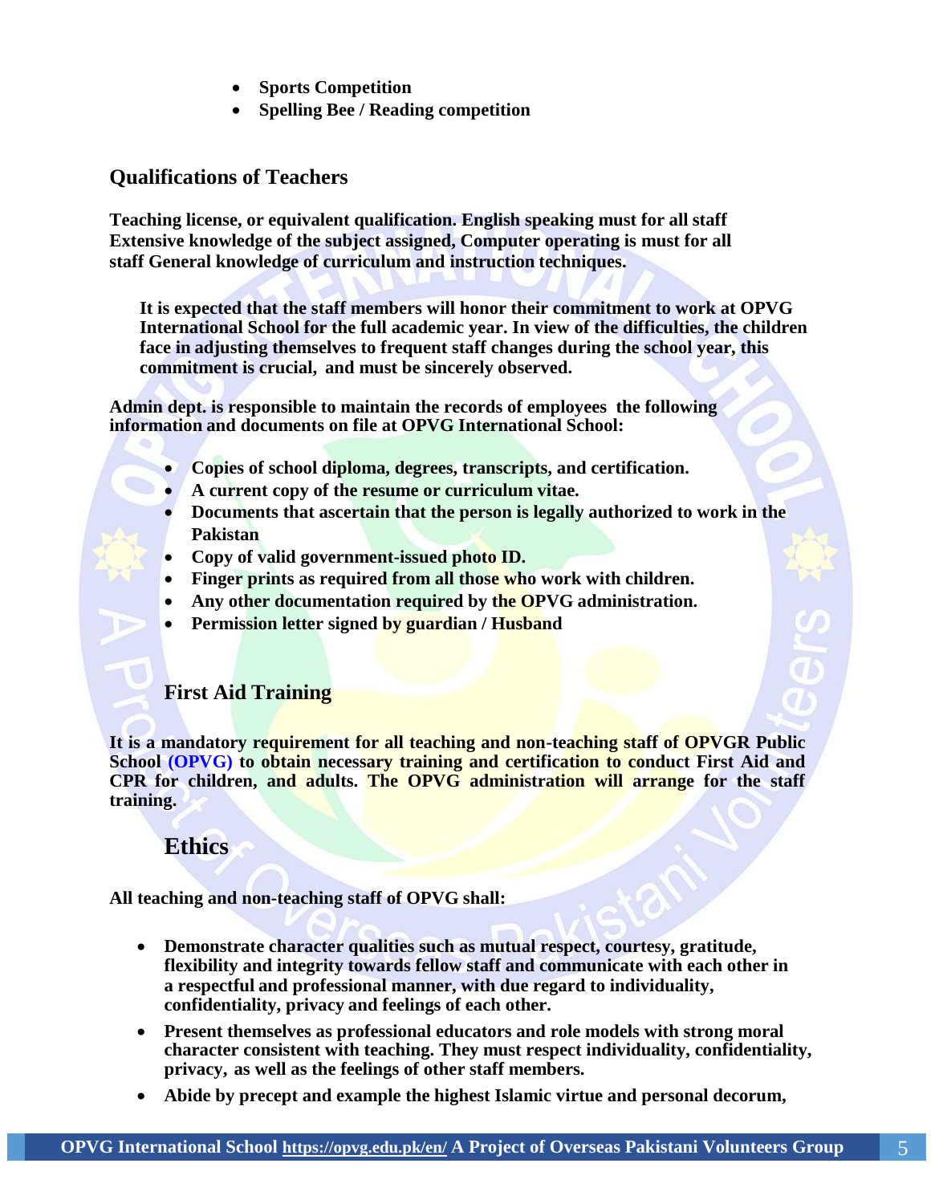- **Sports Competition**
- **Spelling Bee / Reading competition**

## Qualifications of Teachers

**Teaching license, or equivalent qualification. English speaking must for all staff Extensive knowledge of the subject assigned, Computer operating is must for all staff General knowledge of curriculum and instruction techniques.**

**It is expected that the staff members will honor their commitment to work at OPVG International School for the full academic year. In view of the difficulties, the children face in adjusting themselves to frequent staff changes during the school year, this commitment is crucial, and must be sincerely observed.**

**Admin dept. is responsible to maintain the records of employees the following information and documents on file at OPVG International School:**

- **Copies of school diploma, degrees, transcripts, and certification.**
- **A current copy of the resume or curriculum vitae.**
- **Documents that ascertain that the person is legally authorized to work in the Pakistan**
- **Copy of valid government-issued photo ID.**
- **Finger prints as required from all those who work with children.**
- **Any other documentation required by the OPVG administration.**
- **Permission letter signed by guardian / Husband**

## First Aid Training

**It is a mandatory requirement for all teaching and non-teaching staff of OPVGR Public School (OPVG) to obtain necessary training and certification to conduct First Aid and CPR for children, and adults. The OPVG administration will arrange for the staff training.**

## Ethics

**All teaching and non-teaching staff of OPVG shall:**

- **Demonstrate character qualities such as mutual respect, courtesy, gratitude, flexibility and integrity towards fellow staff and communicate with each other in a respectful and professional manner, with due regard to individuality, confidentiality, privacy and feelings of each other.**
- **Present themselves as professional educators and role models with strong moral character consistent with teaching. They must respect individuality, confidentiality, privacy, as well as the feelings of other staff members.**
- **Abide by precept and example the highest Islamic virtue and personal decorum,**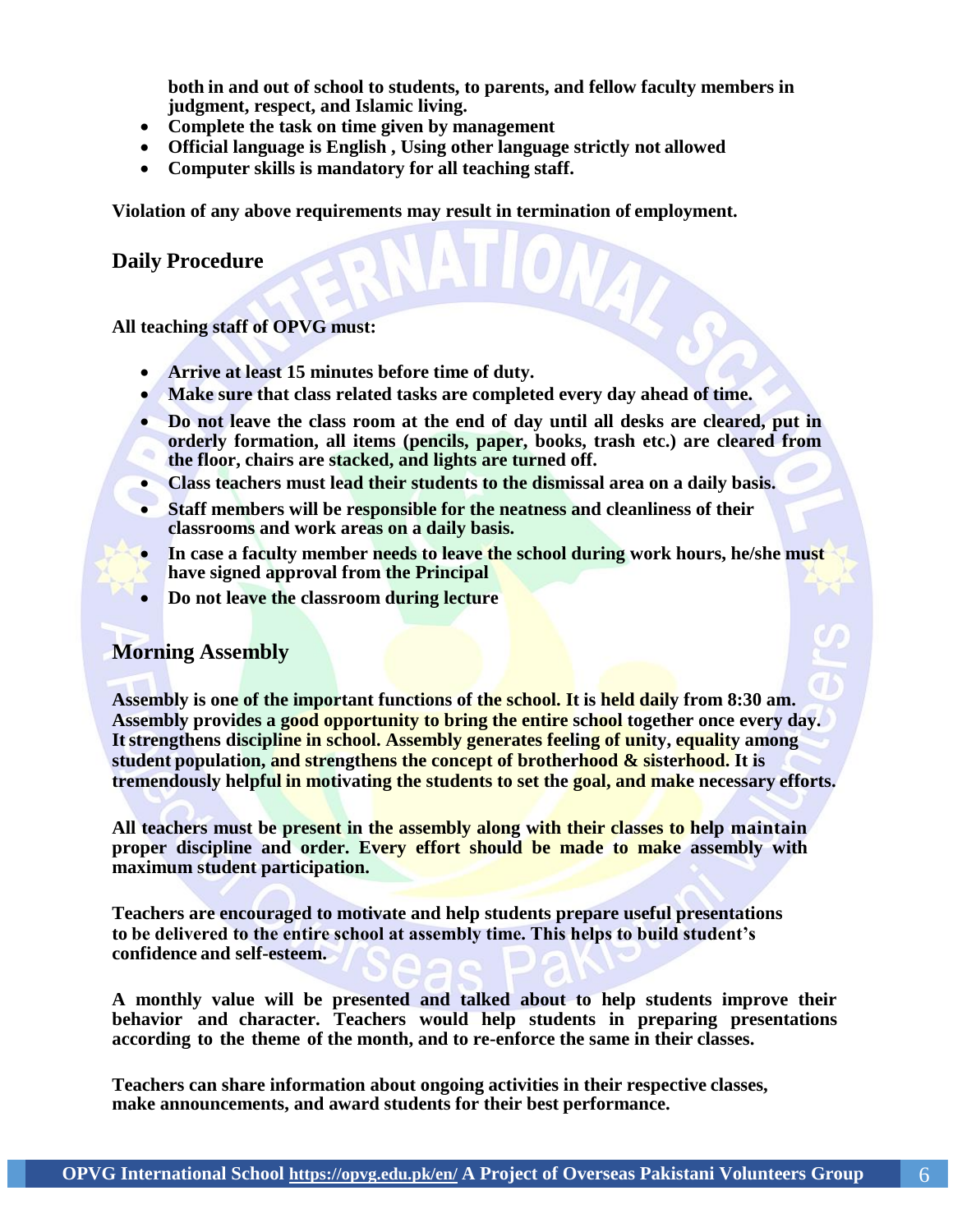**both in and out of school to students, to parents, and fellow faculty members in judgment, respect, and Islamic living.**

- **Complete the task on time given by management**
- **Official language is English , Using other language strictly not allowed**
- **Computer skills is mandatory for all teaching staff.**

**Violation of any above requirements may result in termination of employment.**

## Daily Procedure

**All teaching staff of OPVG must:**

- **Arrive at least 15 minutes before time of duty.**
- **Make sure that class related tasks are completed every day ahead of time.**
- **Do not leave the class room at the end of day until all desks are cleared, put in orderly formation, all items (pencils, paper, books, trash etc.) are cleared from the floor, chairs are stacked, and lights are turned off.**
- **Class teachers must lead their students to the dismissal area on a daily basis.**
- **Staff members will be responsible for the neatness and cleanliness of their classrooms and work areas on a daily basis.**
- **In case a faculty member needs to leave the school during work hours, he/she must have signed approval from the Principal**
- **Do not leave the classroom during lecture**

## Morning Assembly

**Assembly is one of the important functions of the school. It is held daily from 8:30 am. Assembly provides a good opportunity to bring the entire school together once every day. It strengthens discipline in school. Assembly generates feeling of unity, equality among student population, and strengthens the concept of brotherhood & sisterhood. It is tremendously helpful in motivating the students to set the goal, and make necessary efforts.**

**All teachers must be present in the assembly along with their classes to help maintain proper discipline and order. Every effort should be made to make assembly with maximum student participation.**

**Teachers are encouraged to motivate and help students prepare useful presentations to be delivered to the entire school at assembly time. This helps to build student's confidence and self-esteem.**

**A monthly value will be presented and talked about to help students improve their behavior and character. Teachers would help students in preparing presentations according to the theme of the month, and to re-enforce the same in their classes.**

**Teachers can share information about ongoing activities in their respective classes, make announcements, and award students for their best performance.**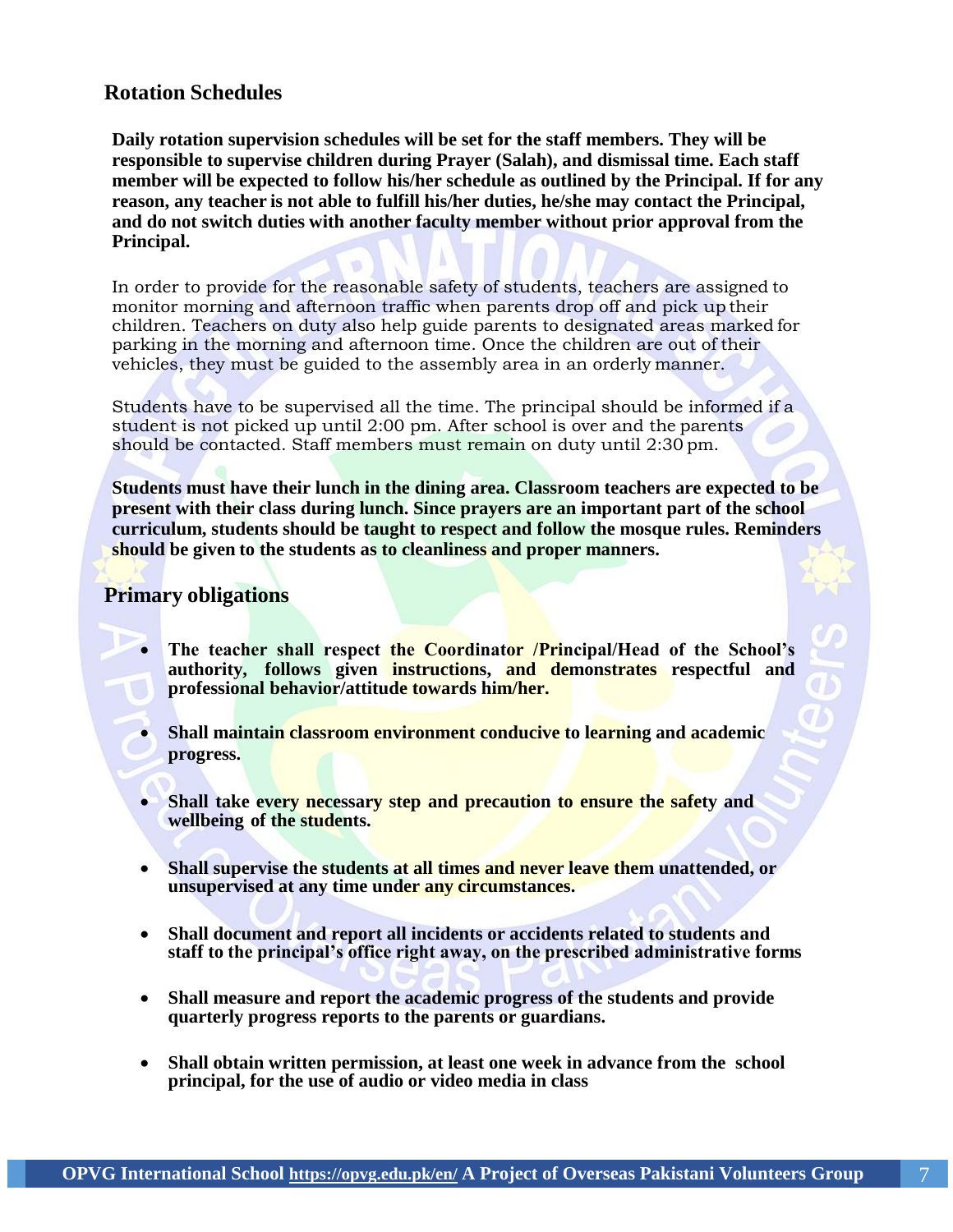## Rotation Schedules

**Daily rotation supervision schedules will be set for the staff members. They will be responsible to supervise children during Prayer (Salah), and dismissal time. Each staff member will be expected to follow his/her schedule as outlined by the Principal. If for any reason, any teacher is not able to fulfill his/her duties, he/she may contact the Principal, and do not switch duties with another faculty member without prior approval from the Principal.**

In order to provide for the reasonable safety of students, teachers are assigned to monitor morning and afternoon traffic when parents drop off and pick up their children. Teachers on duty also help guide parents to designated areas marked for parking in the morning and afternoon time. Once the children are out of their vehicles, they must be guided to the assembly area in an orderly manner.

Students have to be supervised all the time. The principal should be informed if a student is not picked up until 2:00 pm. After school is over and the parents should be contacted. Staff members must remain on duty until 2:30 pm.

**Students must have their lunch in the dining area. Classroom teachers are expected to be present with their class during lunch. Since prayers are an important part of the school curriculum, students should be taught to respect and follow the mosque rules. Reminders should be given to the students as to cleanliness and proper manners.**

## Primary obligations

- **The teacher shall respect the Coordinator /Principal/Head of the School's authority, follows given instructions, and demonstrates respectful and professional behavior/attitude towards him/her.**
- **Shall maintain classroom environment conducive to learning and academic progress.**
- **Shall take every necessary step and precaution to ensure the safety and wellbeing of the students.**
- **Shall supervise the students at all times and never leave them unattended, or unsupervised at any time under any circumstances.**
- **Shall document and report all incidents or accidents related to students and staff to the principal's office right away, on the prescribed administrative forms**
- **Shall measure and report the academic progress of the students and provide quarterly progress reports to the parents or guardians.**
- **Shall obtain written permission, at least one week in advance from the school principal, for the use of audio or video media in class**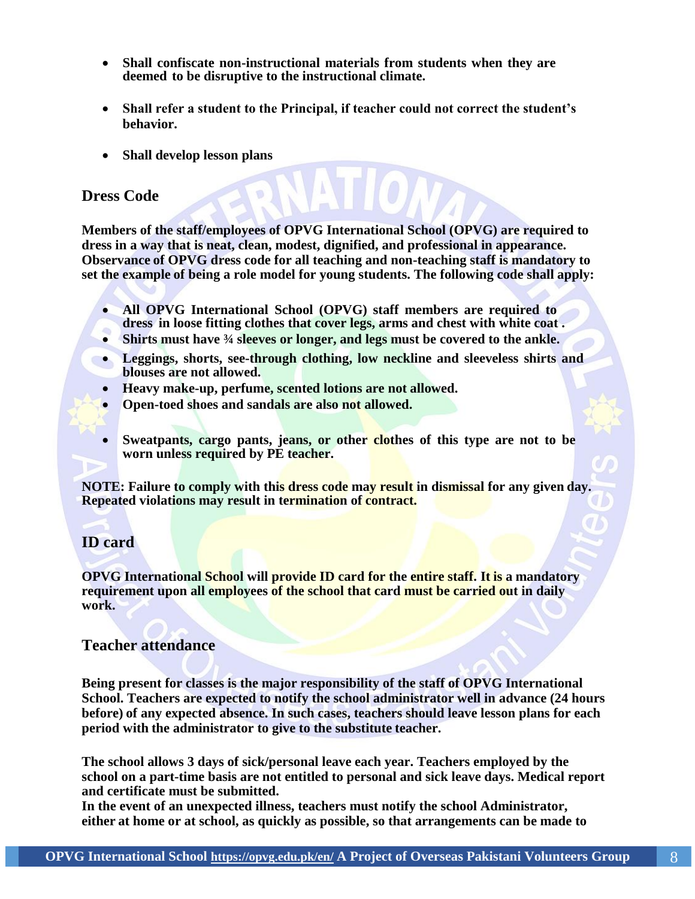- **Shall confiscate non-instructional materials from students when they are deemed to be disruptive to the instructional climate.**

- **Shall refer a student to the Principal, if teacher could not correct the student's behavior.**

- **Shall develop lesson plans**

## Dress Code

**Members of the staff/employees of OPVG International School (OPVG) are required to dress in a way that is neat, clean, modest, dignified, and professional in appearance. Observance of OPVG dress code for all teaching and non-teaching staff is mandatory to set the example of being a role model for young students. The following code shall apply:**

- **All OPVG International School (OPVG) staff members are required to dress in loose fitting clothes that cover legs, arms and chest with white coat .**
- **Shirts must have ¾ sleeves or longer, and legs must be covered to the ankle.**
- **Leggings, shorts, see-through clothing, low neckline and sleeveless shirts and blouses are not allowed.**
- **Heavy make-up, perfume, scented lotions are not allowed.**
- **Open-toed shoes and sandals are also not allowed.**
- **Sweatpants, cargo pants, jeans, or other clothes of this type are not to be worn unless required by PE teacher.**

**NOTE: Failure to comply with this dress code may result in dismissal for any given day. Repeated violations may result in termination of contract.**

## ID card

**OPVG International School will provide ID card for the entire staff. It is a mandatory requirement upon all employees of the school that card must be carried out in daily work.**

## Teacher attendance

**Being present for classes is the major responsibility of the staff of OPVG International School. Teachers are expected to notify the school administrator well in advance (24 hours before) of any expected absence. In such cases, teachers should leave lesson plans for each period with the administrator to give to the substitute teacher.**

**The school allows 3 days of sick/personal leave each year. Teachers employed by the school on a part-time basis are not entitled to personal and sick leave days. Medical report and certificate must be submitted.**
**In the event of an unexpected illness, teachers must notify the school Administrator, either at home or at school, as quickly as possible, so that arrangements can be made to**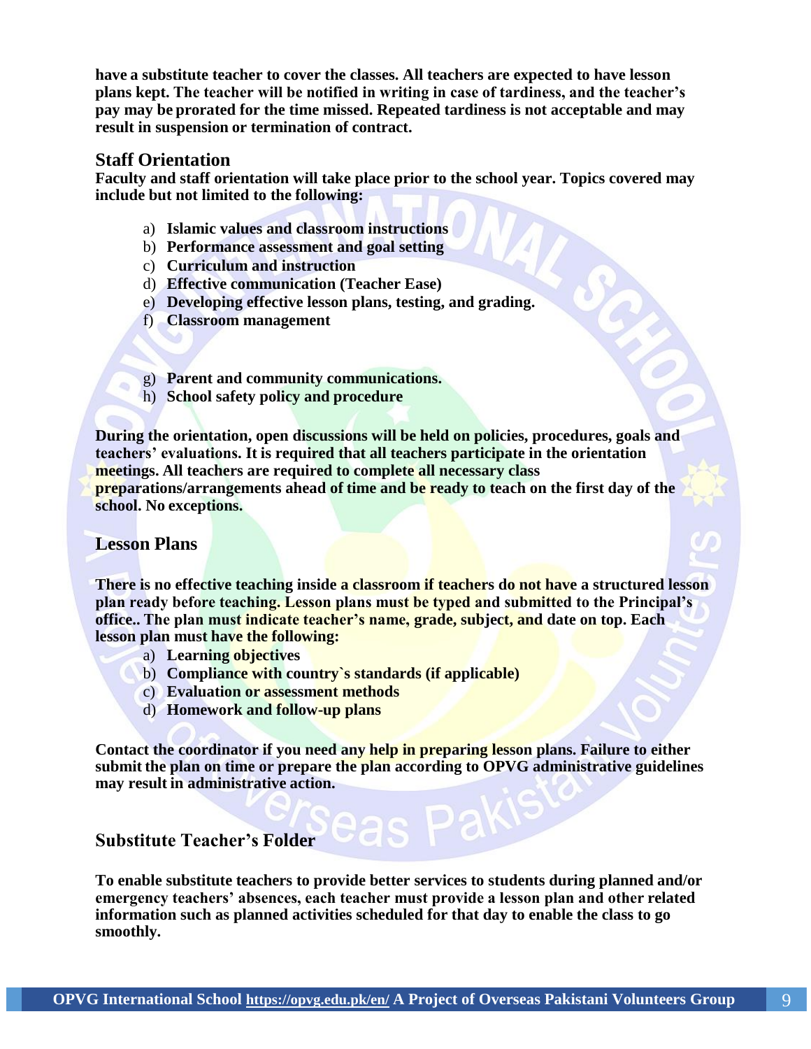**have a substitute teacher to cover the classes. All teachers are expected to have lesson plans kept. The teacher will be notified in writing in case of tardiness, and the teacher's pay may be prorated for the time missed. Repeated tardiness is not acceptable and may result in suspension or termination of contract.**

## Staff Orientation

**Faculty and staff orientation will take place prior to the school year. Topics covered may include but not limited to the following:**

a) **Islamic values and classroom instructions**
b) **Performance assessment and goal setting**
c) **Curriculum and instruction**
d) **Effective communication (Teacher Ease)**
e) **Developing effective lesson plans, testing, and grading.**
f) **Classroom management**
g) **Parent and community communications.**
h) **School safety policy and procedure**

**During the orientation, open discussions will be held on policies, procedures, goals and teachers' evaluations. It is required that all teachers participate in the orientation meetings. All teachers are required to complete all necessary class preparations/arrangements ahead of time and be ready to teach on the first day of the school. No exceptions.**

## Lesson Plans

**There is no effective teaching inside a classroom if teachers do not have a structured lesson plan ready before teaching. Lesson plans must be typed and submitted to the Principal's office.. The plan must indicate teacher's name, grade, subject, and date on top. Each lesson plan must have the following:**

a) **Learning objectives**
b) **Compliance with country`s standards (if applicable)**
c) **Evaluation or assessment methods**
d) **Homework and follow-up plans**

**Contact the coordinator if you need any help in preparing lesson plans. Failure to either submit the plan on time or prepare the plan according to OPVG administrative guidelines may result in administrative action.**

## Substitute Teacher's Folder

**To enable substitute teachers to provide better services to students during planned and/or emergency teachers' absences, each teacher must provide a lesson plan and other related information such as planned activities scheduled for that day to enable the class to go smoothly.**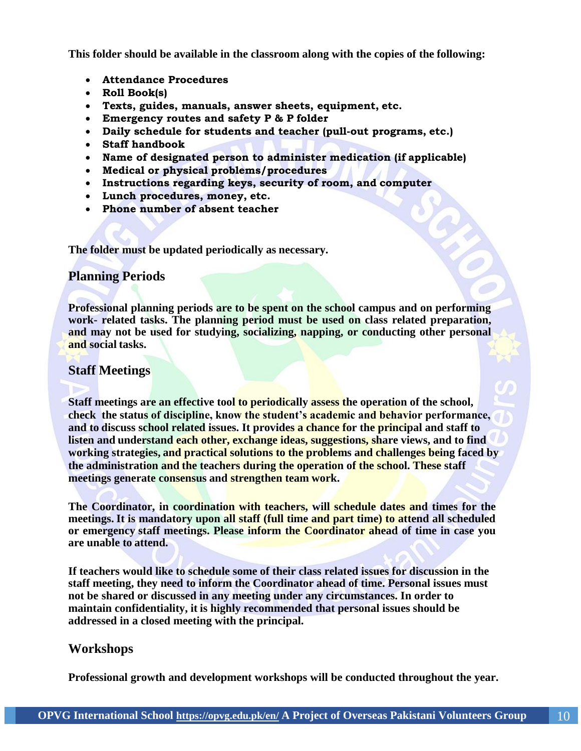**This folder should be available in the classroom along with the copies of the following:**

- **Attendance Procedures**
- **Roll Book(s)**
- **Texts, guides, manuals, answer sheets, equipment, etc.**
- **Emergency routes and safety P & P folder**
- **Daily schedule for students and teacher (pull-out programs, etc.)**
- **Staff handbook**
- **Name of designated person to administer medication (if applicable)**
- **Medical or physical problems/procedures**
- **Instructions regarding keys, security of room, and computer**
- **Lunch procedures, money, etc.**
- **Phone number of absent teacher**

**The folder must be updated periodically as necessary.**

## Planning Periods

**Professional planning periods are to be spent on the school campus and on performing work- related tasks. The planning period must be used on class related preparation, and may not be used for studying, socializing, napping, or conducting other personal and social tasks.**

## Staff Meetings

**Staff meetings are an effective tool to periodically assess the operation of the school, check the status of discipline, know the student's academic and behavior performance, and to discuss school related issues. It provides a chance for the principal and staff to listen and understand each other, exchange ideas, suggestions, share views, and to find working strategies, and practical solutions to the problems and challenges being faced by the administration and the teachers during the operation of the school. These staff meetings generate consensus and strengthen team work.**

**The Coordinator, in coordination with teachers, will schedule dates and times for the meetings. It is mandatory upon all staff (full time and part time) to attend all scheduled or emergency staff meetings. Please inform the Coordinator ahead of time in case you are unable to attend.**

**If teachers would like to schedule some of their class related issues for discussion in the staff meeting, they need to inform the Coordinator ahead of time. Personal issues must not be shared or discussed in any meeting under any circumstances. In order to maintain confidentiality, it is highly recommended that personal issues should be addressed in a closed meeting with the principal.**

## Workshops

**Professional growth and development workshops will be conducted throughout the year.**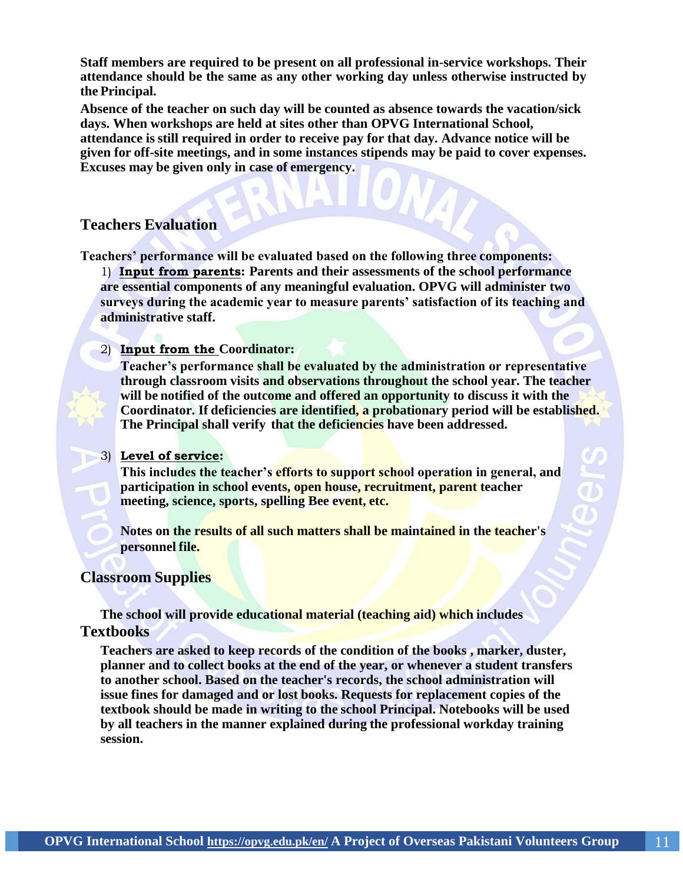**Staff members are required to be present on all professional in-service workshops. Their attendance should be the same as any other working day unless otherwise instructed by the Principal.**

**Absence of the teacher on such day will be counted as absence towards the vacation/sick days. When workshops are held at sites other than OPVG International School, attendance is still required in order to receive pay for that day. Advance notice will be given for off-site meetings, and in some instances stipends may be paid to cover expenses. Excuses may be given only in case of emergency.**

## Teachers Evaluation

**Teachers' performance will be evaluated based on the following three components:**

1) **Input from parents: Parents and their assessments of the school performance are essential components of any meaningful evaluation. OPVG will administer two surveys during the academic year to measure parents' satisfaction of its teaching and administrative staff.**

2) **Input from the Coordinator:**

   **Teacher's performance shall be evaluated by the administration or representative through classroom visits and observations throughout the school year. The teacher will be notified of the outcome and offered an opportunity to discuss it with the Coordinator. If deficiencies are identified, a probationary period will be established. The Principal shall verify that the deficiencies have been addressed.**

3) **Level of service:**

   **This includes the teacher's efforts to support school operation in general, and participation in school events, open house, recruitment, parent teacher meeting, science, sports, spelling Bee event, etc.**

   **Notes on the results of all such matters shall be maintained in the teacher's personnel file.**

## Classroom Supplies

**The school will provide educational material (teaching aid) which includes**

## Textbooks

**Teachers are asked to keep records of the condition of the books , marker, duster, planner and to collect books at the end of the year, or whenever a student transfers to another school. Based on the teacher's records, the school administration will issue fines for damaged and or lost books. Requests for replacement copies of the textbook should be made in writing to the school Principal. Notebooks will be used by all teachers in the manner explained during the professional workday training session.**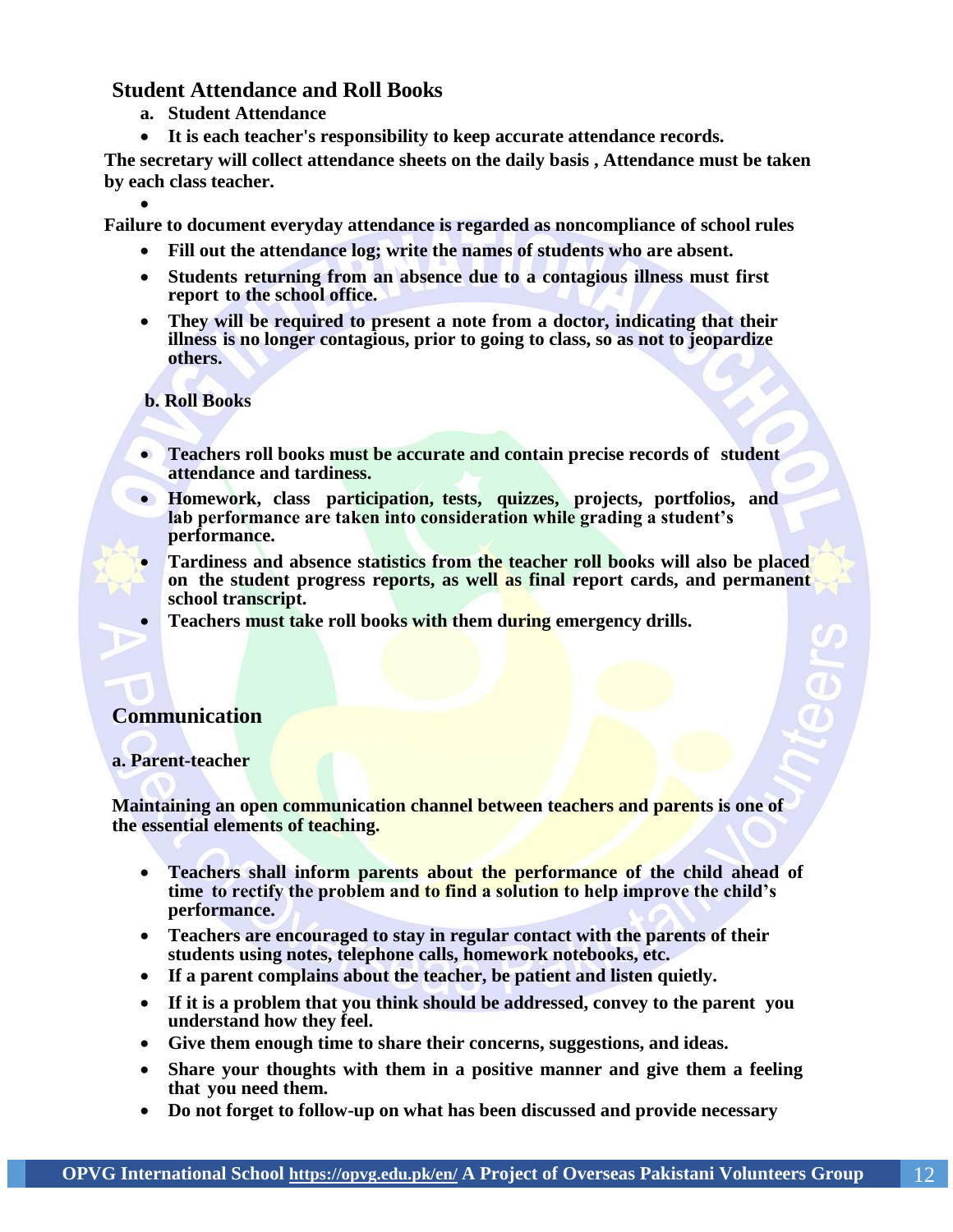## Student Attendance and Roll Books

**a. Student Attendance**

- **It is each teacher's responsibility to keep accurate attendance records.**

**The secretary will collect attendance sheets on the daily basis , Attendance must be taken by each class teacher.**

- 

**Failure to document everyday attendance is regarded as noncompliance of school rules**

- **Fill out the attendance log; write the names of students who are absent.**
- **Students returning from an absence due to a contagious illness must first report to the school office.**
- **They will be required to present a note from a doctor, indicating that their illness is no longer contagious, prior to going to class, so as not to jeopardize others.**

**b. Roll Books**

- **Teachers roll books must be accurate and contain precise records of student attendance and tardiness.**
- **Homework, class participation, tests, quizzes, projects, portfolios, and lab performance are taken into consideration while grading a student's performance.**
- **Tardiness and absence statistics from the teacher roll books will also be placed on the student progress reports, as well as final report cards, and permanent school transcript.**
- **Teachers must take roll books with them during emergency drills.**

## Communication

**a. Parent-teacher**

**Maintaining an open communication channel between teachers and parents is one of the essential elements of teaching.**

- **Teachers shall inform parents about the performance of the child ahead of time to rectify the problem and to find a solution to help improve the child's performance.**
- **Teachers are encouraged to stay in regular contact with the parents of their students using notes, telephone calls, homework notebooks, etc.**
- **If a parent complains about the teacher, be patient and listen quietly.**
- **If it is a problem that you think should be addressed, convey to the parent you understand how they feel.**
- **Give them enough time to share their concerns, suggestions, and ideas.**
- **Share your thoughts with them in a positive manner and give them a feeling that you need them.**
- **Do not forget to follow-up on what has been discussed and provide necessary**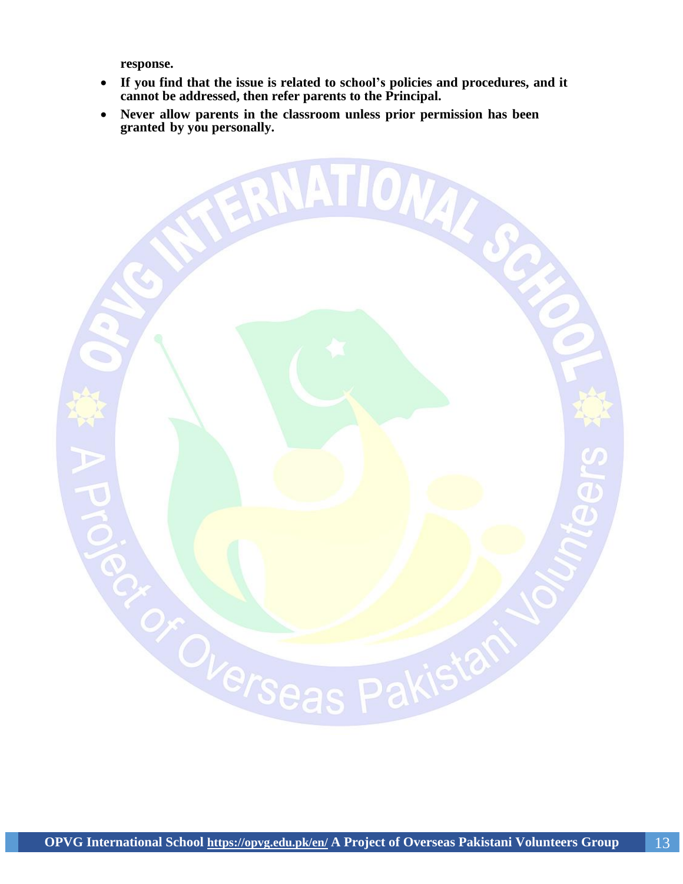**response.**

- **If you find that the issue is related to school's policies and procedures, and it cannot be addressed, then refer parents to the Principal.**
- **Never allow parents in the classroom unless prior permission has been granted by you personally.**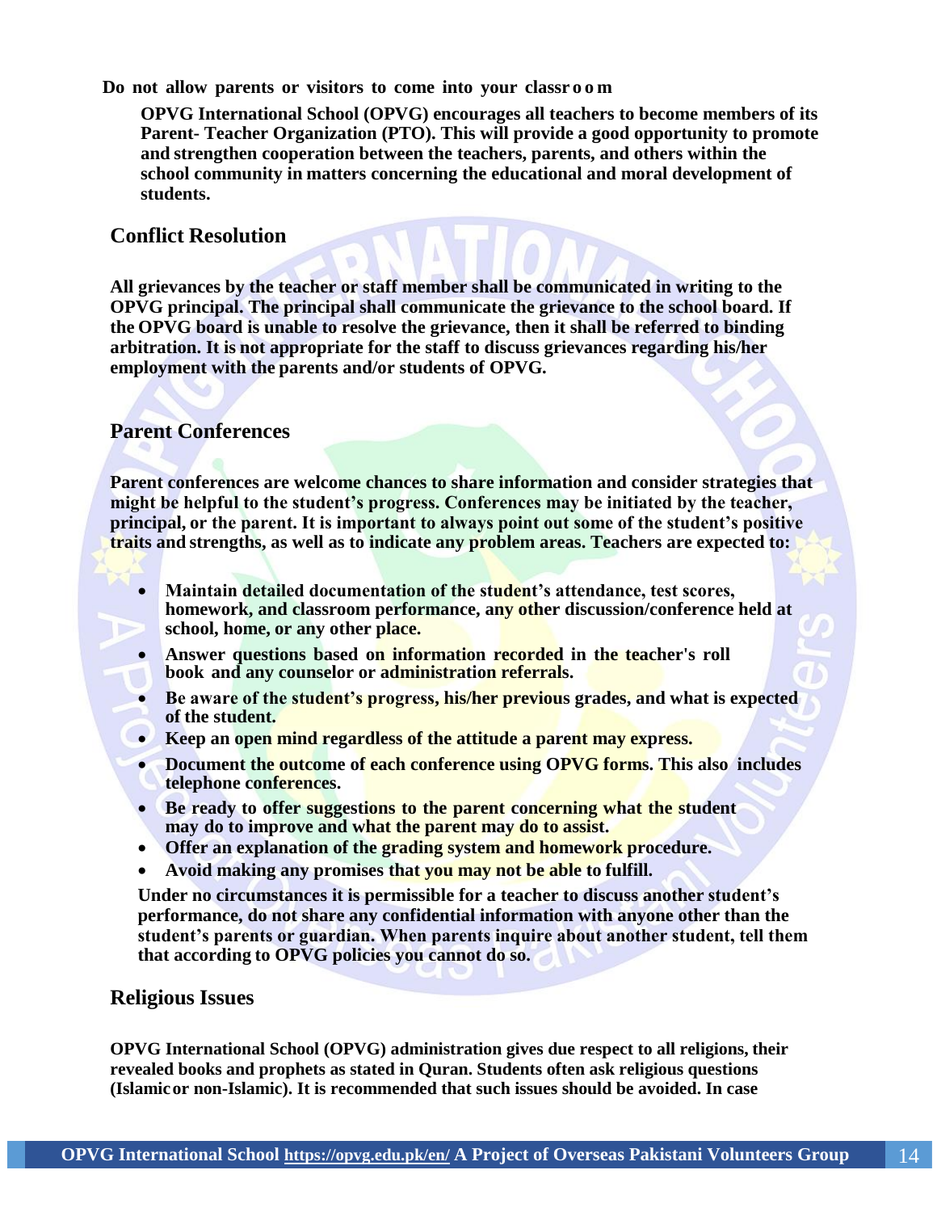**Do not allow parents or visitors to come into your classroom**

**OPVG International School (OPVG) encourages all teachers to become members of its Parent- Teacher Organization (PTO). This will provide a good opportunity to promote and strengthen cooperation between the teachers, parents, and others within the school community in matters concerning the educational and moral development of students.**

## Conflict Resolution

**All grievances by the teacher or staff member shall be communicated in writing to the OPVG principal. The principal shall communicate the grievance to the school board. If the OPVG board is unable to resolve the grievance, then it shall be referred to binding arbitration. It is not appropriate for the staff to discuss grievances regarding his/her employment with the parents and/or students of OPVG.**

## Parent Conferences

**Parent conferences are welcome chances to share information and consider strategies that might be helpful to the student's progress. Conferences may be initiated by the teacher, principal, or the parent. It is important to always point out some of the student's positive traits and strengths, as well as to indicate any problem areas. Teachers are expected to:**

- **Maintain detailed documentation of the student's attendance, test scores, homework, and classroom performance, any other discussion/conference held at school, home, or any other place.**
- **Answer questions based on information recorded in the teacher's roll book and any counselor or administration referrals.**
- **Be aware of the student's progress, his/her previous grades, and what is expected of the student.**
- **Keep an open mind regardless of the attitude a parent may express.**
- **Document the outcome of each conference using OPVG forms. This also includes telephone conferences.**
- **Be ready to offer suggestions to the parent concerning what the student may do to improve and what the parent may do to assist.**
- **Offer an explanation of the grading system and homework procedure.**
- **Avoid making any promises that you may not be able to fulfill.**

**Under no circumstances it is permissible for a teacher to discuss another student's performance, do not share any confidential information with anyone other than the student's parents or guardian. When parents inquire about another student, tell them that according to OPVG policies you cannot do so.**

## Religious Issues

**OPVG International School (OPVG) administration gives due respect to all religions, their revealed books and prophets as stated in Quran. Students often ask religious questions (Islamic or non-Islamic). It is recommended that such issues should be avoided. In case**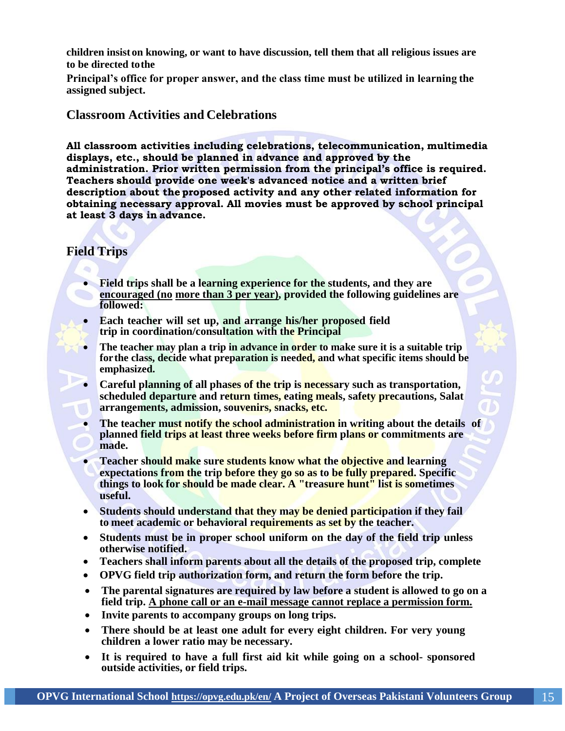**children insist on knowing, or want to have discussion, tell them that all religious issues are to be directed to the**

**Principal's office for proper answer, and the class time must be utilized in learning the assigned subject.**

## Classroom Activities and Celebrations

**All classroom activities including celebrations, telecommunication, multimedia displays, etc., should be planned in advance and approved by the administration. Prior written permission from the principal's office is required. Teachers should provide one week's advanced notice and a written brief description about the proposed activity and any other related information for obtaining necessary approval. All movies must be approved by school principal at least 3 days in advance.**

## Field Trips

- **Field trips shall be a learning experience for the students, and they are encouraged (no more than 3 per year), provided the following guidelines are followed:**
- **Each teacher will set up, and arrange his/her proposed field trip in coordination/consultation with the Principal**
- **The teacher may plan a trip in advance in order to make sure it is a suitable trip for the class, decide what preparation is needed, and what specific items should be emphasized.**
- **Careful planning of all phases of the trip is necessary such as transportation, scheduled departure and return times, eating meals, safety precautions, Salat arrangements, admission, souvenirs, snacks, etc.**
- **The teacher must notify the school administration in writing about the details of planned field trips at least three weeks before firm plans or commitments are made.**
- **Teacher should make sure students know what the objective and learning expectations from the trip before they go so as to be fully prepared. Specific things to look for should be made clear. A "treasure hunt" list is sometimes useful.**
- **Students should understand that they may be denied participation if they fail to meet academic or behavioral requirements as set by the teacher.**
- **Students must be in proper school uniform on the day of the field trip unless otherwise notified.**
- **Teachers shall inform parents about all the details of the proposed trip, complete**
- **OPVG field trip authorization form, and return the form before the trip.**
- **The parental signatures are required by law before a student is allowed to go on a field trip. A phone call or an e-mail message cannot replace a permission form.**
- **Invite parents to accompany groups on long trips.**
- **There should be at least one adult for every eight children. For very young children a lower ratio may be necessary.**
- **It is required to have a full first aid kit while going on a school- sponsored outside activities, or field trips.**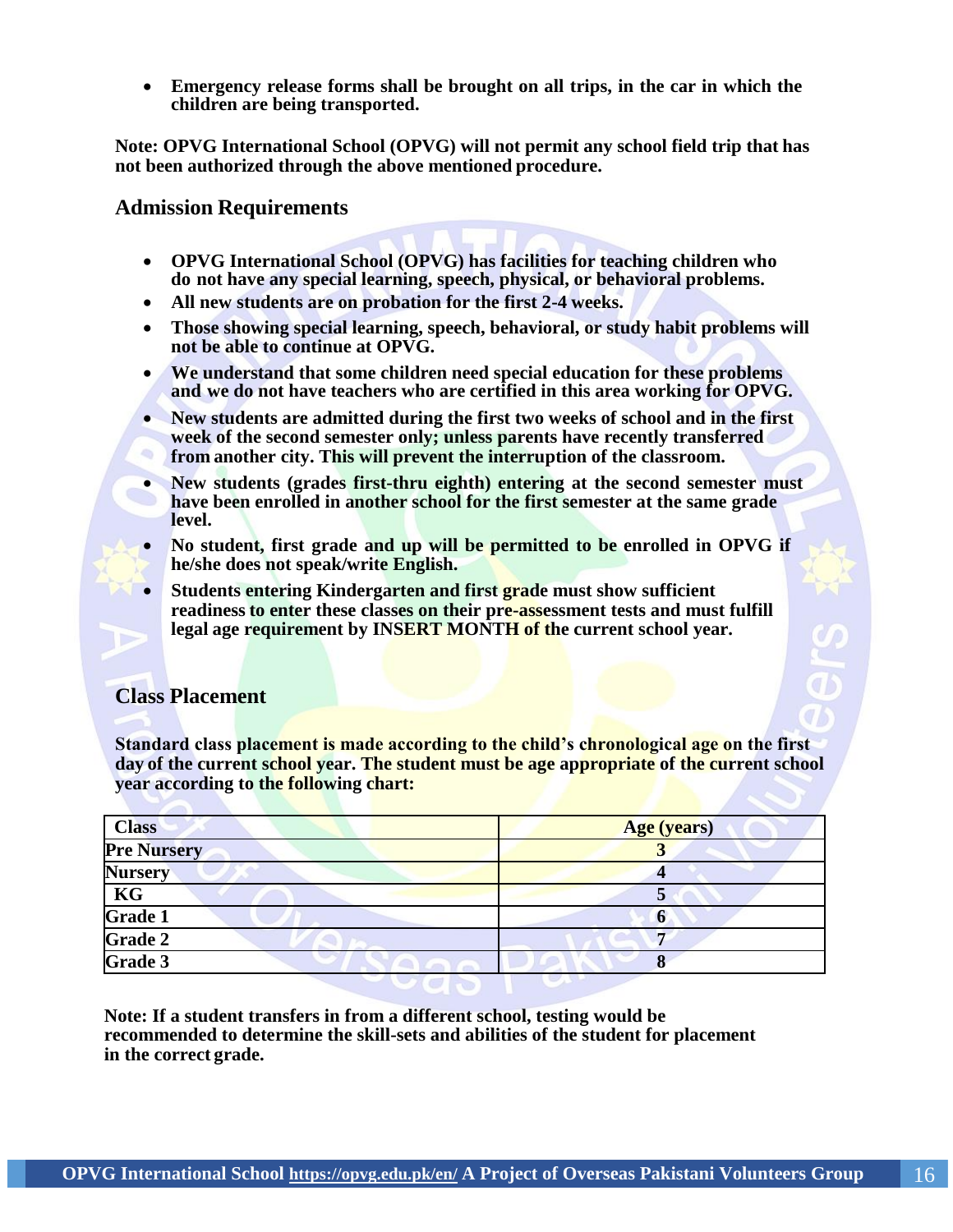- **Emergency release forms shall be brought on all trips, in the car in which the children are being transported.**

**Note: OPVG International School (OPVG) will not permit any school field trip that has not been authorized through the above mentioned procedure.**

## Admission Requirements

- **OPVG International School (OPVG) has facilities for teaching children who do not have any special learning, speech, physical, or behavioral problems.**
- **All new students are on probation for the first 2-4 weeks.**
- **Those showing special learning, speech, behavioral, or study habit problems will not be able to continue at OPVG.**
- **We understand that some children need special education for these problems and we do not have teachers who are certified in this area working for OPVG.**
- **New students are admitted during the first two weeks of school and in the first week of the second semester only; unless parents have recently transferred from another city. This will prevent the interruption of the classroom.**
- **New students (grades first-thru eighth) entering at the second semester must have been enrolled in another school for the first semester at the same grade level.**
- **No student, first grade and up will be permitted to be enrolled in OPVG if he/she does not speak/write English.**
- **Students entering Kindergarten and first grade must show sufficient readiness to enter these classes on their pre-assessment tests and must fulfill legal age requirement by INSERT MONTH of the current school year.**

## Class Placement

**Standard class placement is made according to the child's chronological age on the first day of the current school year. The student must be age appropriate of the current school year according to the following chart:**

| Class | Age (years) |
|---|---|
| Pre Nursery | 3 |
| Nursery | 4 |
| KG | 5 |
| Grade 1 | 6 |
| Grade 2 | 7 |
| Grade 3 | 8 |

**Note: If a student transfers in from a different school, testing would be recommended to determine the skill-sets and abilities of the student for placement in the correct grade.**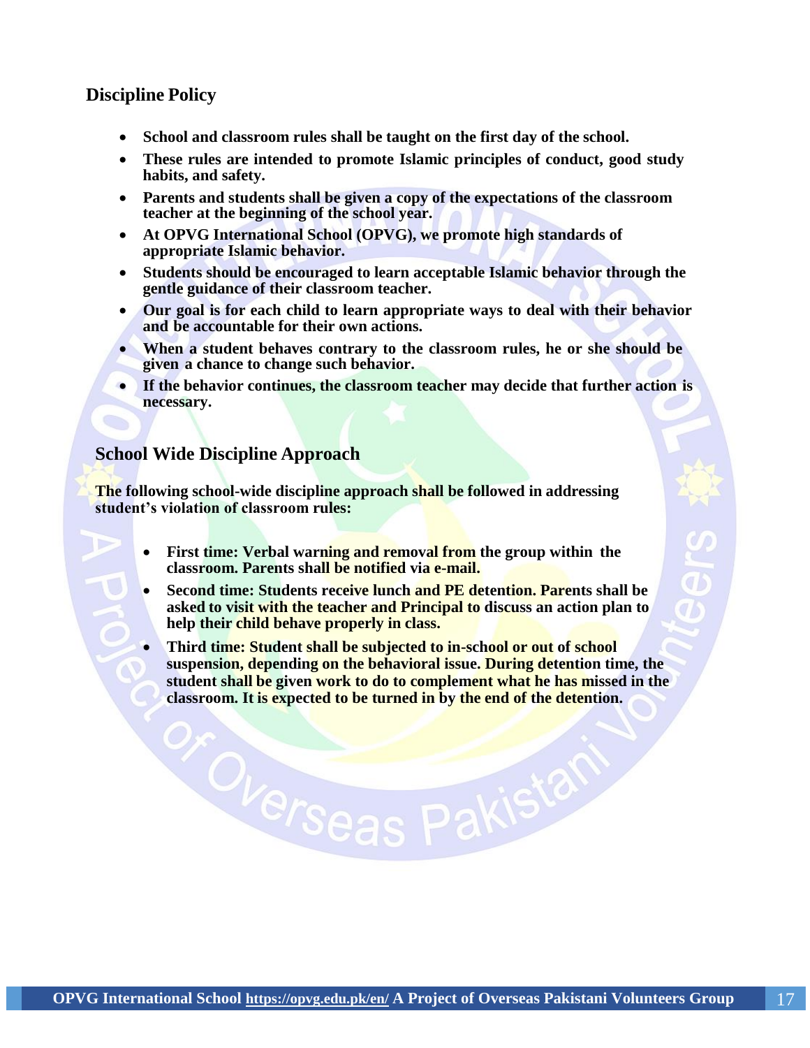## Discipline Policy

- **School and classroom rules shall be taught on the first day of the school.**
- **These rules are intended to promote Islamic principles of conduct, good study habits, and safety.**
- **Parents and students shall be given a copy of the expectations of the classroom teacher at the beginning of the school year.**
- **At OPVG International School (OPVG), we promote high standards of appropriate Islamic behavior.**
- **Students should be encouraged to learn acceptable Islamic behavior through the gentle guidance of their classroom teacher.**
- **Our goal is for each child to learn appropriate ways to deal with their behavior and be accountable for their own actions.**
- **When a student behaves contrary to the classroom rules, he or she should be given a chance to change such behavior.**
- **If the behavior continues, the classroom teacher may decide that further action is necessary.**

## School Wide Discipline Approach

**The following school-wide discipline approach shall be followed in addressing student's violation of classroom rules:**

- **First time: Verbal warning and removal from the group within the classroom. Parents shall be notified via e-mail.**
- **Second time: Students receive lunch and PE detention. Parents shall be asked to visit with the teacher and Principal to discuss an action plan to help their child behave properly in class.**
- **Third time: Student shall be subjected to in-school or out of school suspension, depending on the behavioral issue. During detention time, the student shall be given work to do to complement what he has missed in the classroom. It is expected to be turned in by the end of the detention.**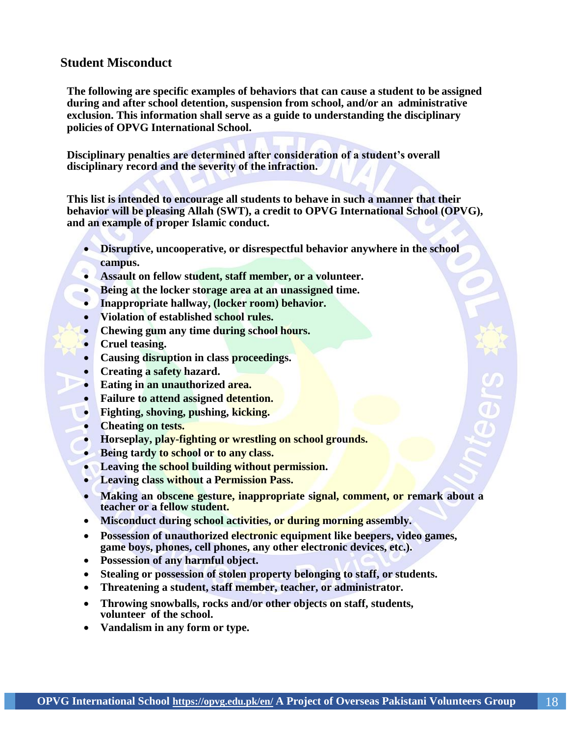## Student Misconduct

**The following are specific examples of behaviors that can cause a student to be assigned during and after school detention, suspension from school, and/or an administrative exclusion. This information shall serve as a guide to understanding the disciplinary policies of OPVG International School.**

**Disciplinary penalties are determined after consideration of a student's overall disciplinary record and the severity of the infraction.**

**This list is intended to encourage all students to behave in such a manner that their behavior will be pleasing Allah (SWT), a credit to OPVG International School (OPVG), and an example of proper Islamic conduct.**

- **Disruptive, uncooperative, or disrespectful behavior anywhere in the school campus.**
- **Assault on fellow student, staff member, or a volunteer.**
- **Being at the locker storage area at an unassigned time.**
- **Inappropriate hallway, (locker room) behavior.**
- **Violation of established school rules.**
- **Chewing gum any time during school hours.**
- **Cruel teasing.**
- **Causing disruption in class proceedings.**
- **Creating a safety hazard.**
- **Eating in an unauthorized area.**
- **Failure to attend assigned detention.**
- **Fighting, shoving, pushing, kicking.**
- **Cheating on tests.**
- **Horseplay, play-fighting or wrestling on school grounds.**
- **Being tardy to school or to any class.**
- **Leaving the school building without permission.**
- **Leaving class without a Permission Pass.**
- **Making an obscene gesture, inappropriate signal, comment, or remark about a teacher or a fellow student.**
- **Misconduct during school activities, or during morning assembly.**
- **Possession of unauthorized electronic equipment like beepers, video games, game boys, phones, cell phones, any other electronic devices, etc.).**
- **Possession of any harmful object.**
- **Stealing or possession of stolen property belonging to staff, or students.**
- **Threatening a student, staff member, teacher, or administrator.**
- **Throwing snowballs, rocks and/or other objects on staff, students, volunteer of the school.**
- **Vandalism in any form or type.**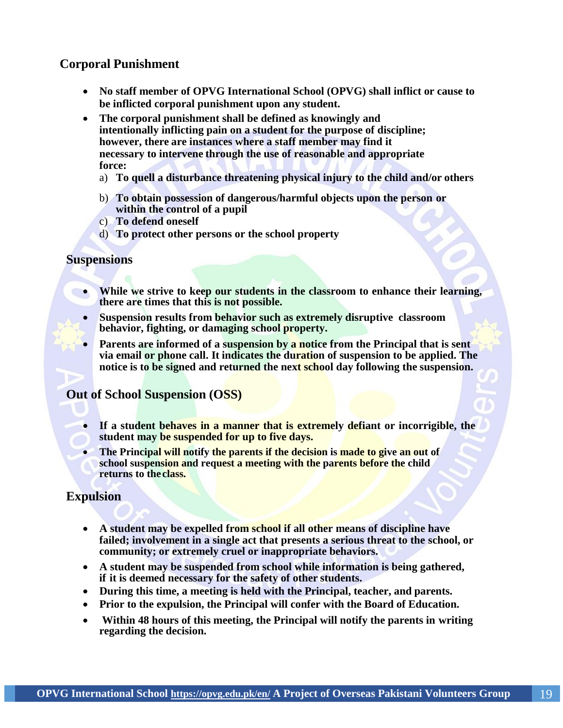## Corporal Punishment

- **No staff member of OPVG International School (OPVG) shall inflict or cause to be inflicted corporal punishment upon any student.**
- **The corporal punishment shall be defined as knowingly and intentionally inflicting pain on a student for the purpose of discipline; however, there are instances where a staff member may find it necessary to intervene through the use of reasonable and appropriate force:**
  a) **To quell a disturbance threatening physical injury to the child and/or others**
  b) **To obtain possession of dangerous/harmful objects upon the person or within the control of a pupil**
  c) **To defend oneself**
  d) **To protect other persons or the school property**

## Suspensions

- **While we strive to keep our students in the classroom to enhance their learning, there are times that this is not possible.**
- **Suspension results from behavior such as extremely disruptive classroom behavior, fighting, or damaging school property.**
- **Parents are informed of a suspension by a notice from the Principal that is sent via email or phone call. It indicates the duration of suspension to be applied. The notice is to be signed and returned the next school day following the suspension.**

## Out of School Suspension (OSS)

- **If a student behaves in a manner that is extremely defiant or incorrigible, the student may be suspended for up to five days.**
- **The Principal will notify the parents if the decision is made to give an out of school suspension and request a meeting with the parents before the child returns to the class.**

## Expulsion

- **A student may be expelled from school if all other means of discipline have failed; involvement in a single act that presents a serious threat to the school, or community; or extremely cruel or inappropriate behaviors.**
- **A student may be suspended from school while information is being gathered, if it is deemed necessary for the safety of other students.**
- **During this time, a meeting is held with the Principal, teacher, and parents.**
- **Prior to the expulsion, the Principal will confer with the Board of Education.**
- **Within 48 hours of this meeting, the Principal will notify the parents in writing regarding the decision.**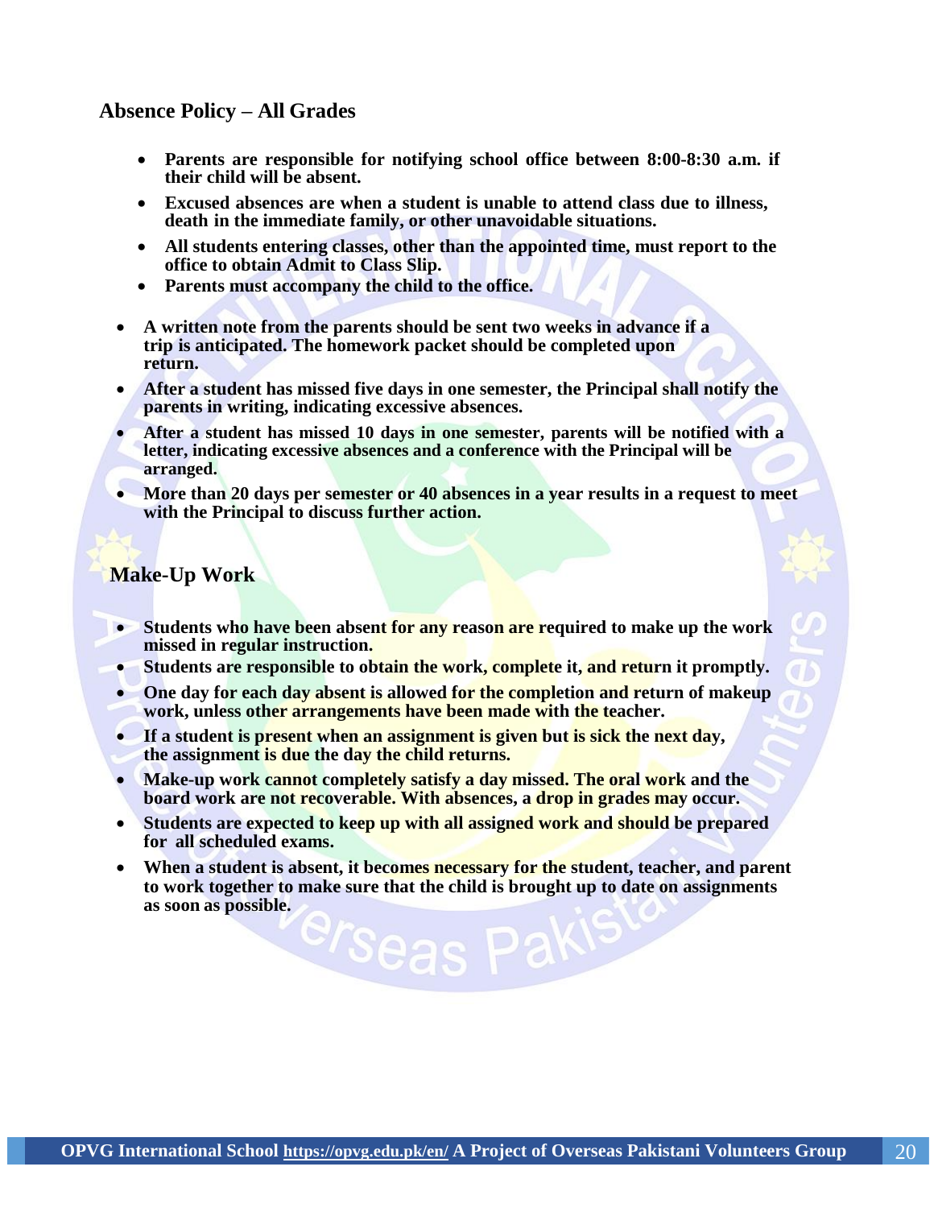## Absence Policy – All Grades

- **Parents are responsible for notifying school office between 8:00-8:30 a.m. if their child will be absent.**
- **Excused absences are when a student is unable to attend class due to illness, death in the immediate family, or other unavoidable situations.**
- **All students entering classes, other than the appointed time, must report to the office to obtain Admit to Class Slip.**
- **Parents must accompany the child to the office.**

- **A written note from the parents should be sent two weeks in advance if a trip is anticipated. The homework packet should be completed upon return.**
- **After a student has missed five days in one semester, the Principal shall notify the parents in writing, indicating excessive absences.**
- **After a student has missed 10 days in one semester, parents will be notified with a letter, indicating excessive absences and a conference with the Principal will be arranged.**
- **More than 20 days per semester or 40 absences in a year results in a request to meet with the Principal to discuss further action.**

## Make-Up Work

- **Students who have been absent for any reason are required to make up the work missed in regular instruction.**
- **Students are responsible to obtain the work, complete it, and return it promptly.**
- **One day for each day absent is allowed for the completion and return of makeup work, unless other arrangements have been made with the teacher.**
- **If a student is present when an assignment is given but is sick the next day, the assignment is due the day the child returns.**
- **Make-up work cannot completely satisfy a day missed. The oral work and the board work are not recoverable. With absences, a drop in grades may occur.**
- **Students are expected to keep up with all assigned work and should be prepared for all scheduled exams.**
- **When a student is absent, it becomes necessary for the student, teacher, and parent to work together to make sure that the child is brought up to date on assignments as soon as possible.**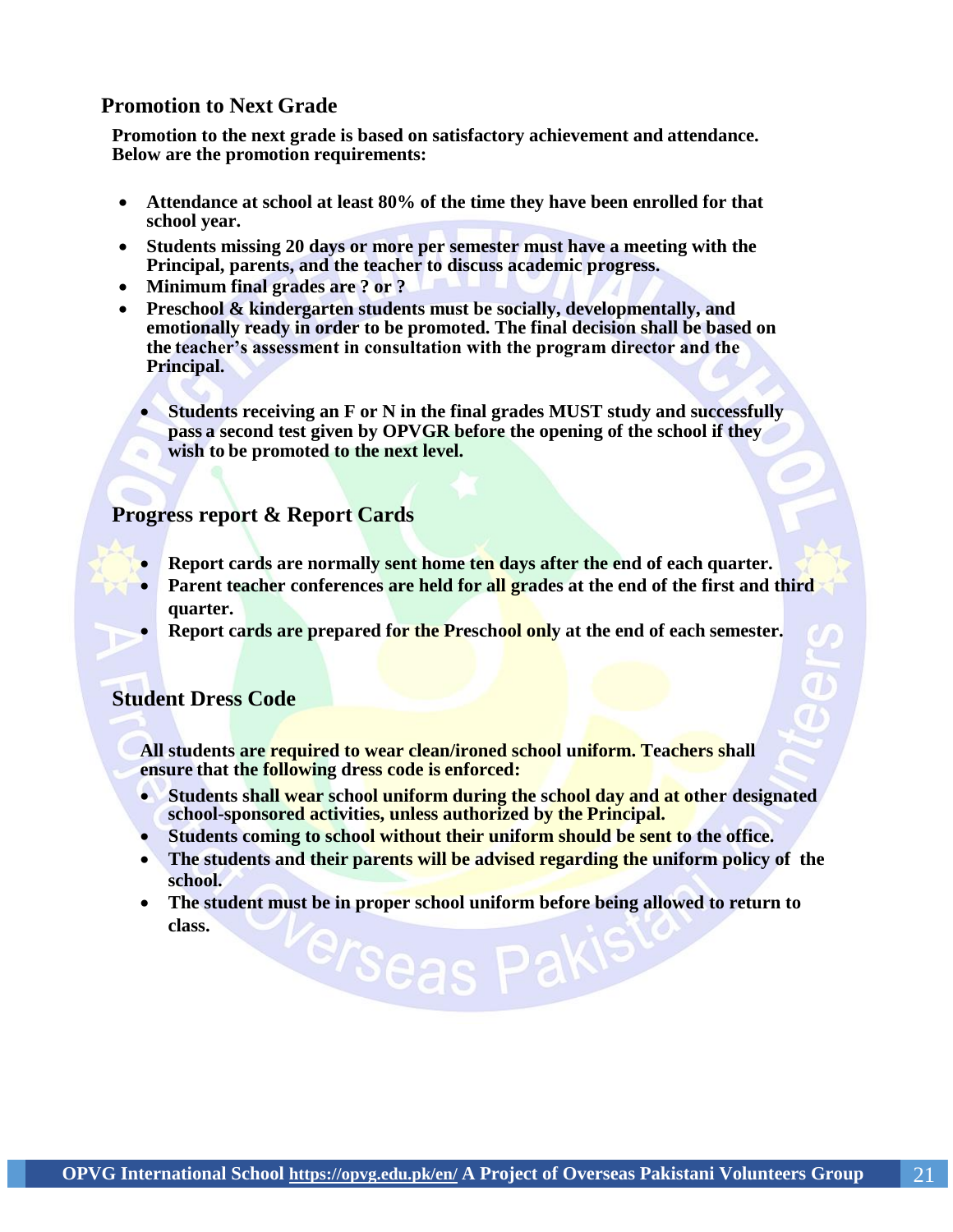## Promotion to Next Grade

**Promotion to the next grade is based on satisfactory achievement and attendance. Below are the promotion requirements:**

- **Attendance at school at least 80% of the time they have been enrolled for that school year.**
- **Students missing 20 days or more per semester must have a meeting with the Principal, parents, and the teacher to discuss academic progress.**
- **Minimum final grades are ? or ?**
- **Preschool & kindergarten students must be socially, developmentally, and emotionally ready in order to be promoted. The final decision shall be based on the teacher's assessment in consultation with the program director and the Principal.**
  - **Students receiving an F or N in the final grades MUST study and successfully pass a second test given by OPVGR before the opening of the school if they wish to be promoted to the next level.**

## Progress report & Report Cards

- **Report cards are normally sent home ten days after the end of each quarter.**
- **Parent teacher conferences are held for all grades at the end of the first and third quarter.**
- **Report cards are prepared for the Preschool only at the end of each semester.**

## Student Dress Code

**All students are required to wear clean/ironed school uniform. Teachers shall ensure that the following dress code is enforced:**

- **Students shall wear school uniform during the school day and at other designated school-sponsored activities, unless authorized by the Principal.**
- **Students coming to school without their uniform should be sent to the office.**
- **The students and their parents will be advised regarding the uniform policy of the school.**
- **The student must be in proper school uniform before being allowed to return to class.**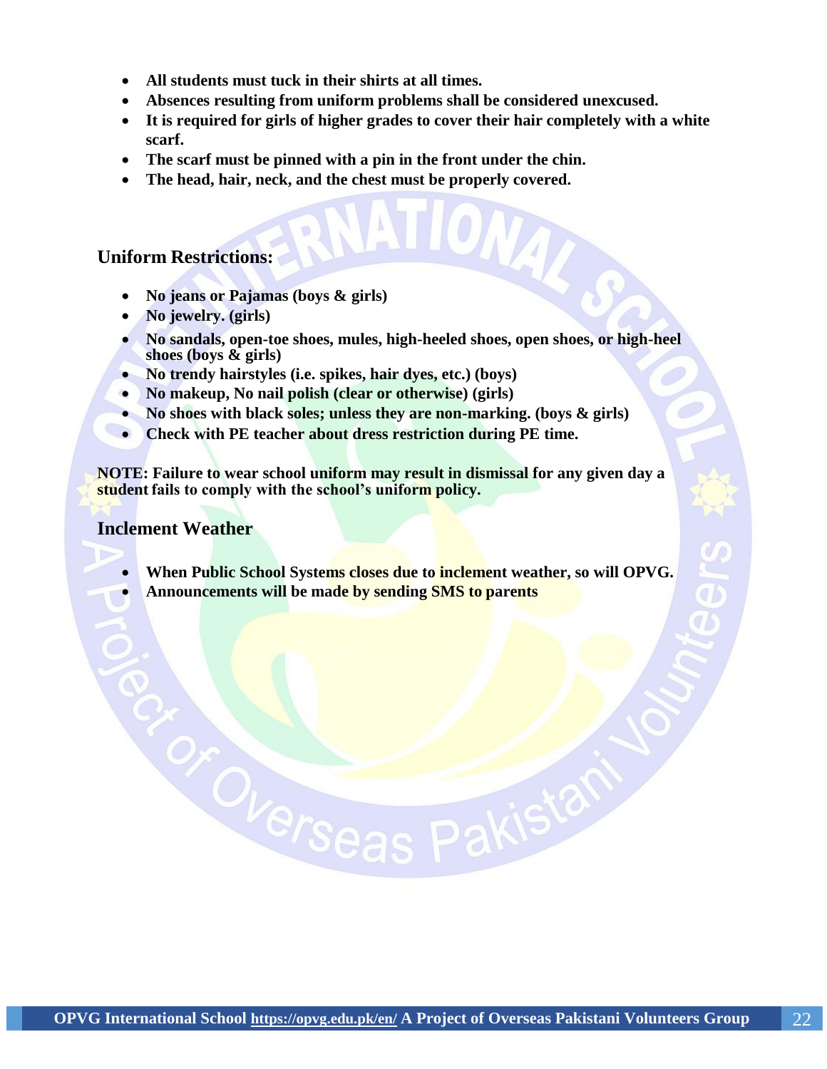- **All students must tuck in their shirts at all times.**
- **Absences resulting from uniform problems shall be considered unexcused.**
- **It is required for girls of higher grades to cover their hair completely with a white scarf.**
- **The scarf must be pinned with a pin in the front under the chin.**
- **The head, hair, neck, and the chest must be properly covered.**

### Uniform Restrictions:

- **No jeans or Pajamas (boys & girls)**
- **No jewelry. (girls)**
- **No sandals, open-toe shoes, mules, high-heeled shoes, open shoes, or high-heel shoes (boys & girls)**
- **No trendy hairstyles (i.e. spikes, hair dyes, etc.) (boys)**
- **No makeup, No nail polish (clear or otherwise) (girls)**
- **No shoes with black soles; unless they are non-marking. (boys & girls)**
- **Check with PE teacher about dress restriction during PE time.**

**NOTE: Failure to wear school uniform may result in dismissal for any given day a student fails to comply with the school's uniform policy.**

### Inclement Weather

- **When Public School Systems closes due to inclement weather, so will OPVG.**
- **Announcements will be made by sending SMS to parents**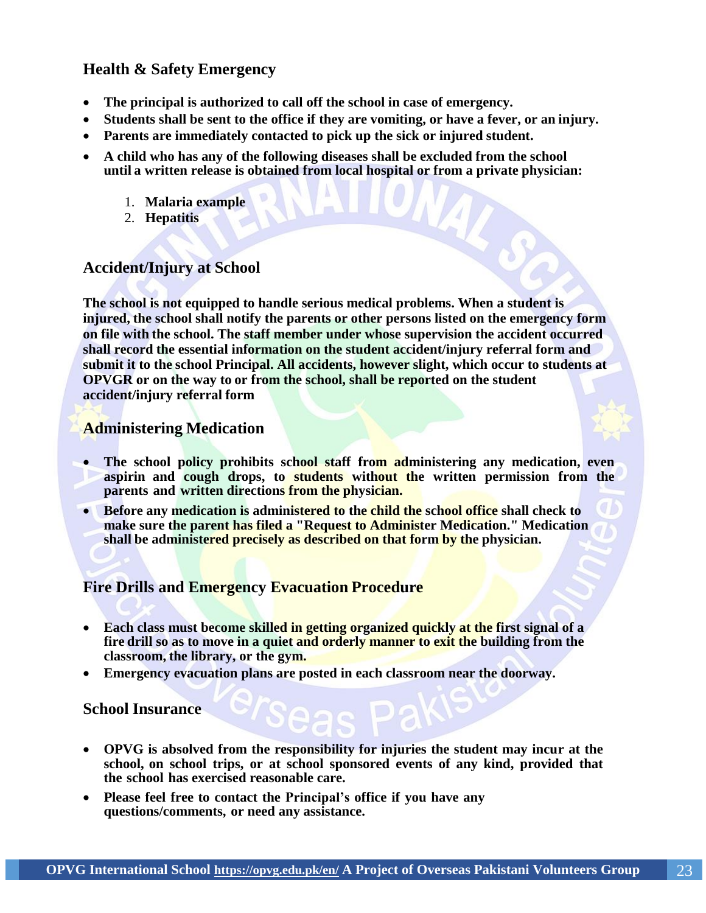## Health & Safety Emergency

- **The principal is authorized to call off the school in case of emergency.**
- **Students shall be sent to the office if they are vomiting, or have a fever, or an injury.**
- **Parents are immediately contacted to pick up the sick or injured student.**
- **A child who has any of the following diseases shall be excluded from the school until a written release is obtained from local hospital or from a private physician:**

  1. **Malaria example**
  2. **Hepatitis**

## Accident/Injury at School

**The school is not equipped to handle serious medical problems. When a student is injured, the school shall notify the parents or other persons listed on the emergency form on file with the school. The staff member under whose supervision the accident occurred shall record the essential information on the student accident/injury referral form and submit it to the school Principal. All accidents, however slight, which occur to students at OPVGR or on the way to or from the school, shall be reported on the student accident/injury referral form**

## Administering Medication

- **The school policy prohibits school staff from administering any medication, even aspirin and cough drops, to students without the written permission from the parents and written directions from the physician.**
- **Before any medication is administered to the child the school office shall check to make sure the parent has filed a "Request to Administer Medication." Medication shall be administered precisely as described on that form by the physician.**

## Fire Drills and Emergency Evacuation Procedure

- **Each class must become skilled in getting organized quickly at the first signal of a fire drill so as to move in a quiet and orderly manner to exit the building from the classroom, the library, or the gym.**
- **Emergency evacuation plans are posted in each classroom near the doorway.**

## School Insurance

- **OPVG is absolved from the responsibility for injuries the student may incur at the school, on school trips, or at school sponsored events of any kind, provided that the school has exercised reasonable care.**
- **Please feel free to contact the Principal's office if you have any questions/comments, or need any assistance.**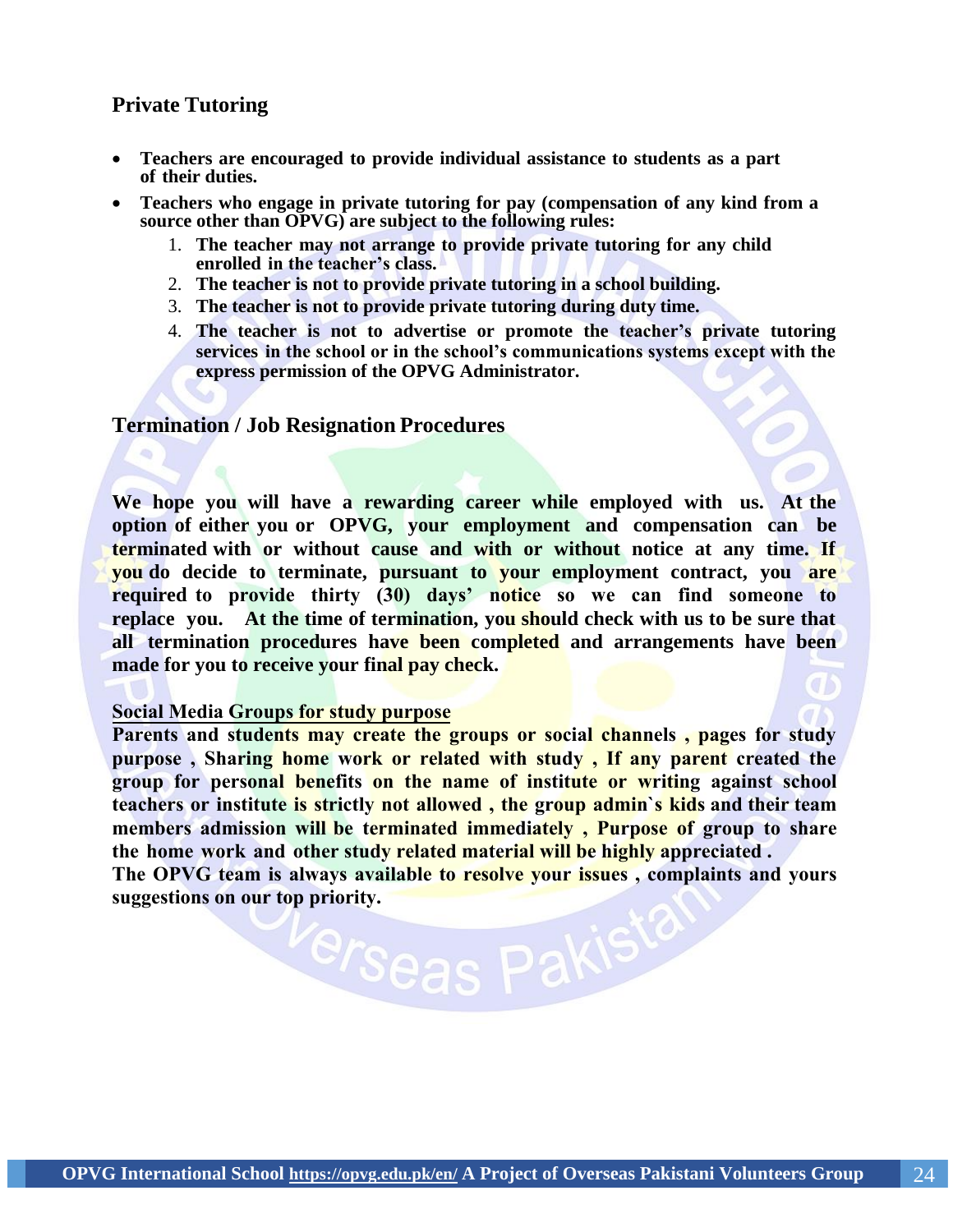## Private Tutoring

- **Teachers are encouraged to provide individual assistance to students as a part of their duties.**
- **Teachers who engage in private tutoring for pay (compensation of any kind from a source other than OPVG) are subject to the following rules:**
  1. **The teacher may not arrange to provide private tutoring for any child enrolled in the teacher's class.**
  2. **The teacher is not to provide private tutoring in a school building.**
  3. **The teacher is not to provide private tutoring during duty time.**
  4. **The teacher is not to advertise or promote the teacher's private tutoring services in the school or in the school's communications systems except with the express permission of the OPVG Administrator.**

## Termination / Job Resignation Procedures

**We hope you will have a rewarding career while employed with us. At the option of either you or OPVG, your employment and compensation can be terminated with or without cause and with or without notice at any time. If you do decide to terminate, pursuant to your employment contract, you are required to provide thirty (30) days' notice so we can find someone to replace you. At the time of termination, you should check with us to be sure that all termination procedures have been completed and arrangements have been made for you to receive your final pay check.**

**<u>Social Media Groups for study purpose</u>**

**Parents and students may create the groups or social channels , pages for study purpose , Sharing home work or related with study , If any parent created the group for personal benefits on the name of institute or writing against school teachers or institute is strictly not allowed , the group admin`s kids and their team members admission will be terminated immediately , Purpose of group to share the home work and other study related material will be highly appreciated .**

**The OPVG team is always available to resolve your issues , complaints and yours suggestions on our top priority.**